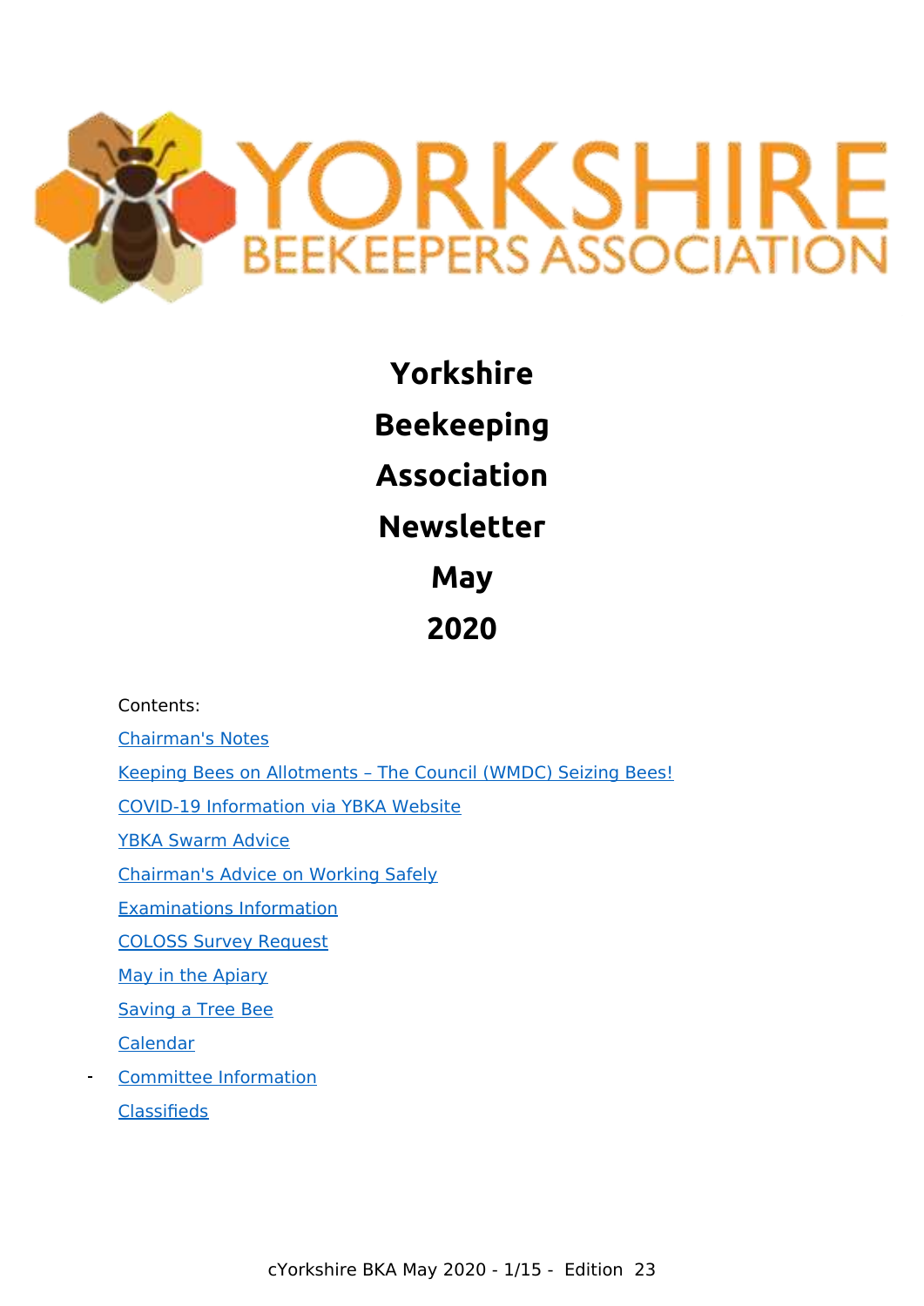# Yorkshire Beekeeping Association Newsletter May 2020

Contents:

- Chairman's Notes
- Keeping Bees on Allotments – The Council (WMDC) Seizing Bees!
- COVID-19 Information via YBKA Website
- YBKA Swarm Advice
- Chairman's Advice on Working Safely
- Examinations Information
- COLOSS Survey Request
- May in the Apiary
- Saving a Tree Bee
- Calendar
- Committee Information
- Classifieds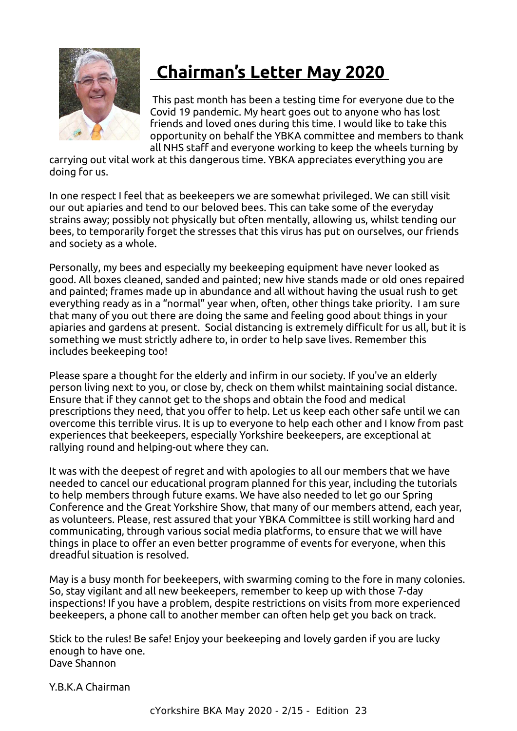# Chairman's Letter May 2020

This past month has been a testing time for everyone due to the Covid 19 pandemic. My heart goes out to anyone who has lost friends and loved ones during this time. I would like to take this opportunity on behalf the YBKA committee and members to thank all NHS staff and everyone working to keep the wheels turning by carrying out vital work at this dangerous time. YBKA appreciates everything you are doing for us.

In one respect I feel that as beekeepers we are somewhat privileged. We can still visit our out apiaries and tend to our beloved bees. This can take some of the everyday strains away; possibly not physically but often mentally, allowing us, whilst tending our bees, to temporarily forget the stresses that this virus has put on ourselves, our friends and society as a whole.

Personally, my bees and especially my beekeeping equipment have never looked as good. All boxes cleaned, sanded and painted; new hive stands made or old ones repaired and painted; frames made up in abundance and all without having the usual rush to get everything ready as in a "normal" year when, often, other things take priority. I am sure that many of you out there are doing the same and feeling good about things in your apiaries and gardens at present. Social distancing is extremely difficult for us all, but it is something we must strictly adhere to, in order to help save lives. Remember this includes beekeeping too!

Please spare a thought for the elderly and infirm in our society. If you've an elderly person living next to you, or close by, check on them whilst maintaining social distance. Ensure that if they cannot get to the shops and obtain the food and medical prescriptions they need, that you offer to help. Let us keep each other safe until we can overcome this terrible virus. It is up to everyone to help each other and I know from past experiences that beekeepers, especially Yorkshire beekeepers, are exceptional at rallying round and helping-out where they can.

It was with the deepest of regret and with apologies to all our members that we have needed to cancel our educational program planned for this year, including the tutorials to help members through future exams. We have also needed to let go our Spring Conference and the Great Yorkshire Show, that many of our members attend, each year, as volunteers. Please, rest assured that your YBKA Committee is still working hard and communicating, through various social media platforms, to ensure that we will have things in place to offer an even better programme of events for everyone, when this dreadful situation is resolved.

May is a busy month for beekeepers, with swarming coming to the fore in many colonies. So, stay vigilant and all new beekeepers, remember to keep up with those 7-day inspections! If you have a problem, despite restrictions on visits from more experienced beekeepers, a phone call to another member can often help get you back on track.

Stick to the rules! Be safe! Enjoy your beekeeping and lovely garden if you are lucky enough to have one.
Dave Shannon

Y.B.K.A Chairman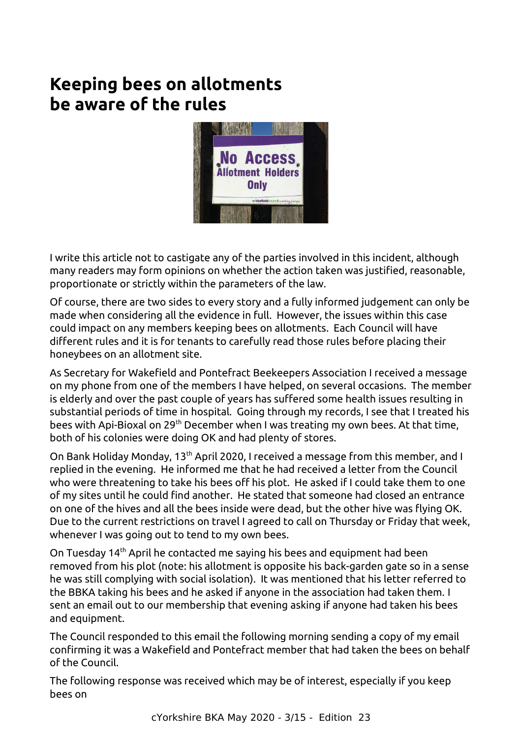# Keeping bees on allotments be aware of the rules

I write this article not to castigate any of the parties involved in this incident, although many readers may form opinions on whether the action taken was justified, reasonable, proportionate or strictly within the parameters of the law.

Of course, there are two sides to every story and a fully informed judgement can only be made when considering all the evidence in full. However, the issues within this case could impact on any members keeping bees on allotments. Each Council will have different rules and it is for tenants to carefully read those rules before placing their honeybees on an allotment site.

As Secretary for Wakefield and Pontefract Beekeepers Association I received a message on my phone from one of the members I have helped, on several occasions. The member is elderly and over the past couple of years has suffered some health issues resulting in substantial periods of time in hospital. Going through my records, I see that I treated his bees with Api-Bioxal on 29th December when I was treating my own bees. At that time, both of his colonies were doing OK and had plenty of stores.

On Bank Holiday Monday, 13th April 2020, I received a message from this member, and I replied in the evening. He informed me that he had received a letter from the Council who were threatening to take his bees off his plot. He asked if I could take them to one of my sites until he could find another. He stated that someone had closed an entrance on one of the hives and all the bees inside were dead, but the other hive was flying OK. Due to the current restrictions on travel I agreed to call on Thursday or Friday that week, whenever I was going out to tend to my own bees.

On Tuesday 14th April he contacted me saying his bees and equipment had been removed from his plot (note: his allotment is opposite his back-garden gate so in a sense he was still complying with social isolation). It was mentioned that his letter referred to the BBKA taking his bees and he asked if anyone in the association had taken them. I sent an email out to our membership that evening asking if anyone had taken his bees and equipment.

The Council responded to this email the following morning sending a copy of my email confirming it was a Wakefield and Pontefract member that had taken the bees on behalf of the Council.

The following response was received which may be of interest, especially if you keep bees on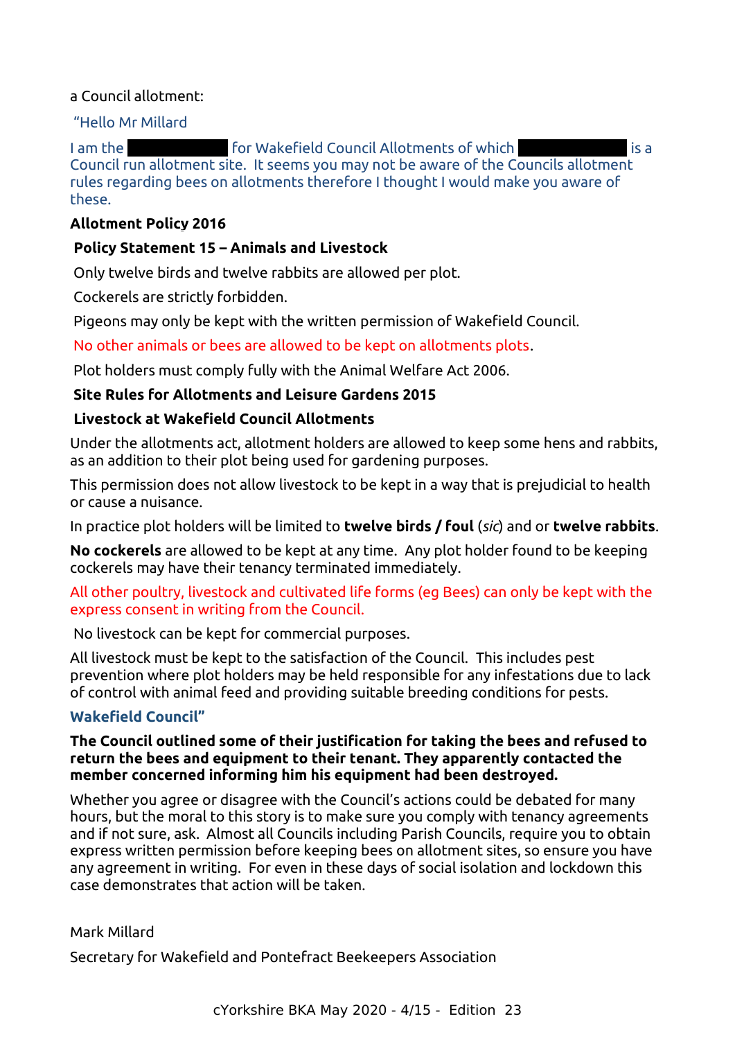a Council allotment:

"Hello Mr Millard

I am the [redacted] for Wakefield Council Allotments of which [redacted] is a Council run allotment site. It seems you may not be aware of the Councils allotment rules regarding bees on allotments therefore I thought I would make you aware of these.

**Allotment Policy 2016**

**Policy Statement 15 – Animals and Livestock**

Only twelve birds and twelve rabbits are allowed per plot.

Cockerels are strictly forbidden.

Pigeons may only be kept with the written permission of Wakefield Council.

No other animals or bees are allowed to be kept on allotments plots.

Plot holders must comply fully with the Animal Welfare Act 2006.

**Site Rules for Allotments and Leisure Gardens 2015**

**Livestock at Wakefield Council Allotments**

Under the allotments act, allotment holders are allowed to keep some hens and rabbits, as an addition to their plot being used for gardening purposes.

This permission does not allow livestock to be kept in a way that is prejudicial to health or cause a nuisance.

In practice plot holders will be limited to **twelve birds / foul** (*sic*) and or **twelve rabbits**.

**No cockerels** are allowed to be kept at any time. Any plot holder found to be keeping cockerels may have their tenancy terminated immediately.

All other poultry, livestock and cultivated life forms (eg Bees) can only be kept with the express consent in writing from the Council.

No livestock can be kept for commercial purposes.

All livestock must be kept to the satisfaction of the Council. This includes pest prevention where plot holders may be held responsible for any infestations due to lack of control with animal feed and providing suitable breeding conditions for pests.

**Wakefield Council"**

**The Council outlined some of their justification for taking the bees and refused to return the bees and equipment to their tenant. They apparently contacted the member concerned informing him his equipment had been destroyed.**

Whether you agree or disagree with the Council's actions could be debated for many hours, but the moral to this story is to make sure you comply with tenancy agreements and if not sure, ask. Almost all Councils including Parish Councils, require you to obtain express written permission before keeping bees on allotment sites, so ensure you have any agreement in writing. For even in these days of social isolation and lockdown this case demonstrates that action will be taken.

Mark Millard

Secretary for Wakefield and Pontefract Beekeepers Association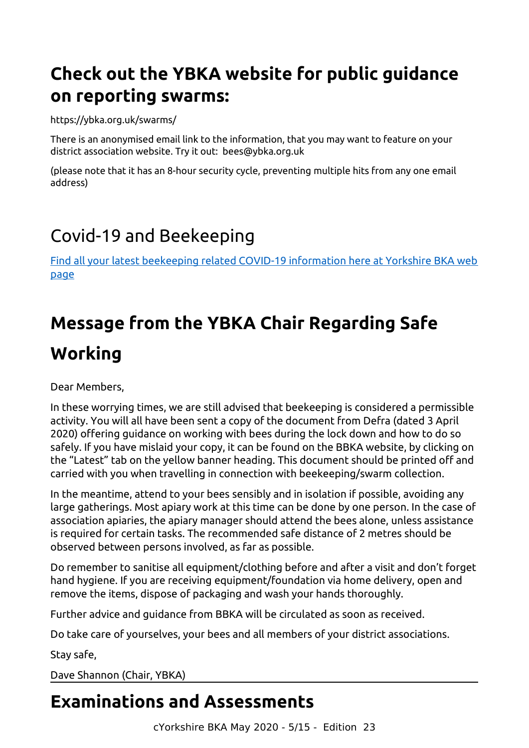## Check out the YBKA website for public guidance on reporting swarms:

https://ybka.org.uk/swarms/

There is an anonymised email link to the information, that you may want to feature on your district association website. Try it out: bees@ybka.org.uk

(please note that it has an 8-hour security cycle, preventing multiple hits from any one email address)

## Covid-19 and Beekeeping

[Find all your latest beekeeping related COVID-19 information here at Yorkshire BKA web page]()

## Message from the YBKA Chair Regarding Safe Working

Dear Members,

In these worrying times, we are still advised that beekeeping is considered a permissible activity. You will all have been sent a copy of the document from Defra (dated 3 April 2020) offering guidance on working with bees during the lock down and how to do so safely. If you have mislaid your copy, it can be found on the BBKA website, by clicking on the "Latest" tab on the yellow banner heading. This document should be printed off and carried with you when travelling in connection with beekeeping/swarm collection.

In the meantime, attend to your bees sensibly and in isolation if possible, avoiding any large gatherings. Most apiary work at this time can be done by one person. In the case of association apiaries, the apiary manager should attend the bees alone, unless assistance is required for certain tasks. The recommended safe distance of 2 metres should be observed between persons involved, as far as possible.

Do remember to sanitise all equipment/clothing before and after a visit and don't forget hand hygiene. If you are receiving equipment/foundation via home delivery, open and remove the items, dispose of packaging and wash your hands thoroughly.

Further advice and guidance from BBKA will be circulated as soon as received.

Do take care of yourselves, your bees and all members of your district associations.

Stay safe,

Dave Shannon (Chair, YBKA)

## Examinations and Assessments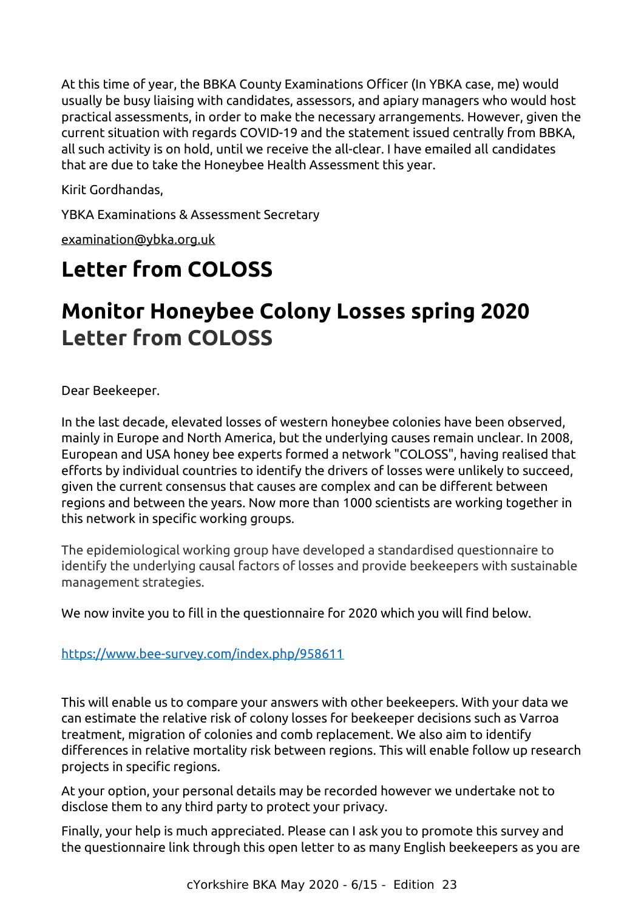At this time of year, the BBKA County Examinations Officer (In YBKA case, me) would usually be busy liaising with candidates, assessors, and apiary managers who would host practical assessments, in order to make the necessary arrangements. However, given the current situation with regards COVID-19 and the statement issued centrally from BBKA, all such activity is on hold, until we receive the all-clear. I have emailed all candidates that are due to take the Honeybee Health Assessment this year.

Kirit Gordhandas,

YBKA Examinations & Assessment Secretary

examination@ybka.org.uk

# Letter from COLOSS

# Monitor Honeybee Colony Losses spring 2020

## Letter from COLOSS

Dear Beekeeper.

In the last decade, elevated losses of western honeybee colonies have been observed, mainly in Europe and North America, but the underlying causes remain unclear. In 2008, European and USA honey bee experts formed a network "COLOSS", having realised that efforts by individual countries to identify the drivers of losses were unlikely to succeed, given the current consensus that causes are complex and can be different between regions and between the years. Now more than 1000 scientists are working together in this network in specific working groups.

The epidemiological working group have developed a standardised questionnaire to identify the underlying causal factors of losses and provide beekeepers with sustainable management strategies.

We now invite you to fill in the questionnaire for 2020 which you will find below.

https://www.bee-survey.com/index.php/958611

This will enable us to compare your answers with other beekeepers. With your data we can estimate the relative risk of colony losses for beekeeper decisions such as Varroa treatment, migration of colonies and comb replacement. We also aim to identify differences in relative mortality risk between regions. This will enable follow up research projects in specific regions.

At your option, your personal details may be recorded however we undertake not to disclose them to any third party to protect your privacy.

Finally, your help is much appreciated. Please can I ask you to promote this survey and the questionnaire link through this open letter to as many English beekeepers as you are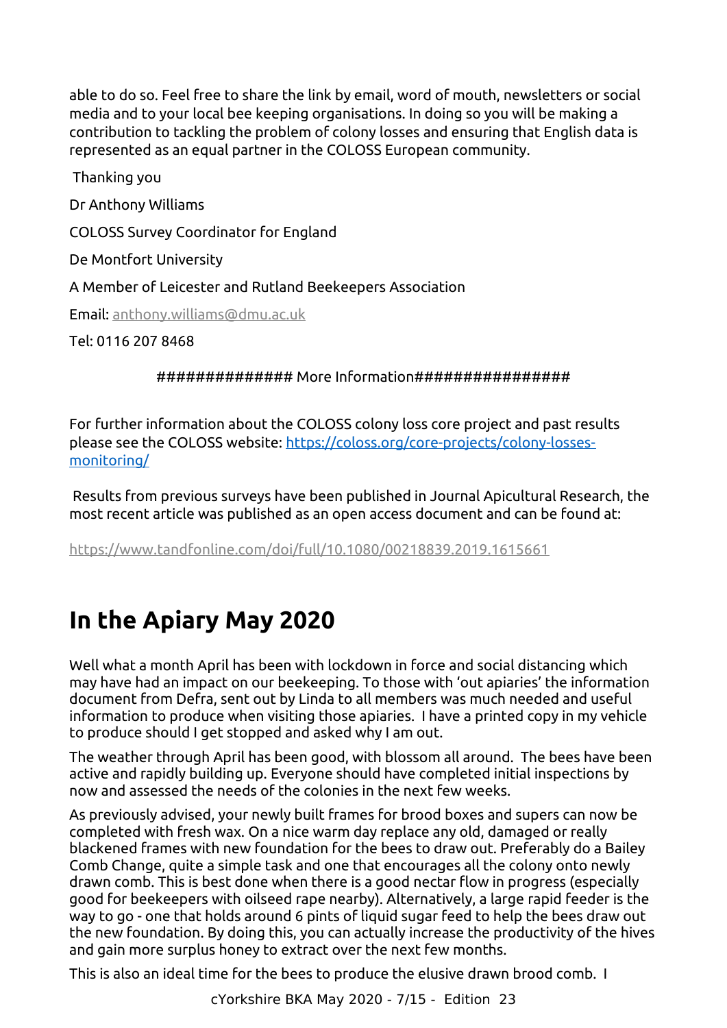able to do so. Feel free to share the link by email, word of mouth, newsletters or social media and to your local bee keeping organisations. In doing so you will be making a contribution to tackling the problem of colony losses and ensuring that English data is represented as an equal partner in the COLOSS European community.

Thanking you

Dr Anthony Williams

COLOSS Survey Coordinator for England

De Montfort University

A Member of Leicester and Rutland Beekeepers Association

Email: anthony.williams@dmu.ac.uk

Tel: 0116 207 8468

############# More Information###############

For further information about the COLOSS colony loss core project and past results please see the COLOSS website: https://coloss.org/core-projects/colony-losses-monitoring/

Results from previous surveys have been published in Journal Apicultural Research, the most recent article was published as an open access document and can be found at:

https://www.tandfonline.com/doi/full/10.1080/00218839.2019.1615661

# In the Apiary May 2020

Well what a month April has been with lockdown in force and social distancing which may have had an impact on our beekeeping. To those with 'out apiaries' the information document from Defra, sent out by Linda to all members was much needed and useful information to produce when visiting those apiaries. I have a printed copy in my vehicle to produce should I get stopped and asked why I am out.

The weather through April has been good, with blossom all around. The bees have been active and rapidly building up. Everyone should have completed initial inspections by now and assessed the needs of the colonies in the next few weeks.

As previously advised, your newly built frames for brood boxes and supers can now be completed with fresh wax. On a nice warm day replace any old, damaged or really blackened frames with new foundation for the bees to draw out. Preferably do a Bailey Comb Change, quite a simple task and one that encourages all the colony onto newly drawn comb. This is best done when there is a good nectar flow in progress (especially good for beekeepers with oilseed rape nearby). Alternatively, a large rapid feeder is the way to go - one that holds around 6 pints of liquid sugar feed to help the bees draw out the new foundation. By doing this, you can actually increase the productivity of the hives and gain more surplus honey to extract over the next few months.

This is also an ideal time for the bees to produce the elusive drawn brood comb. I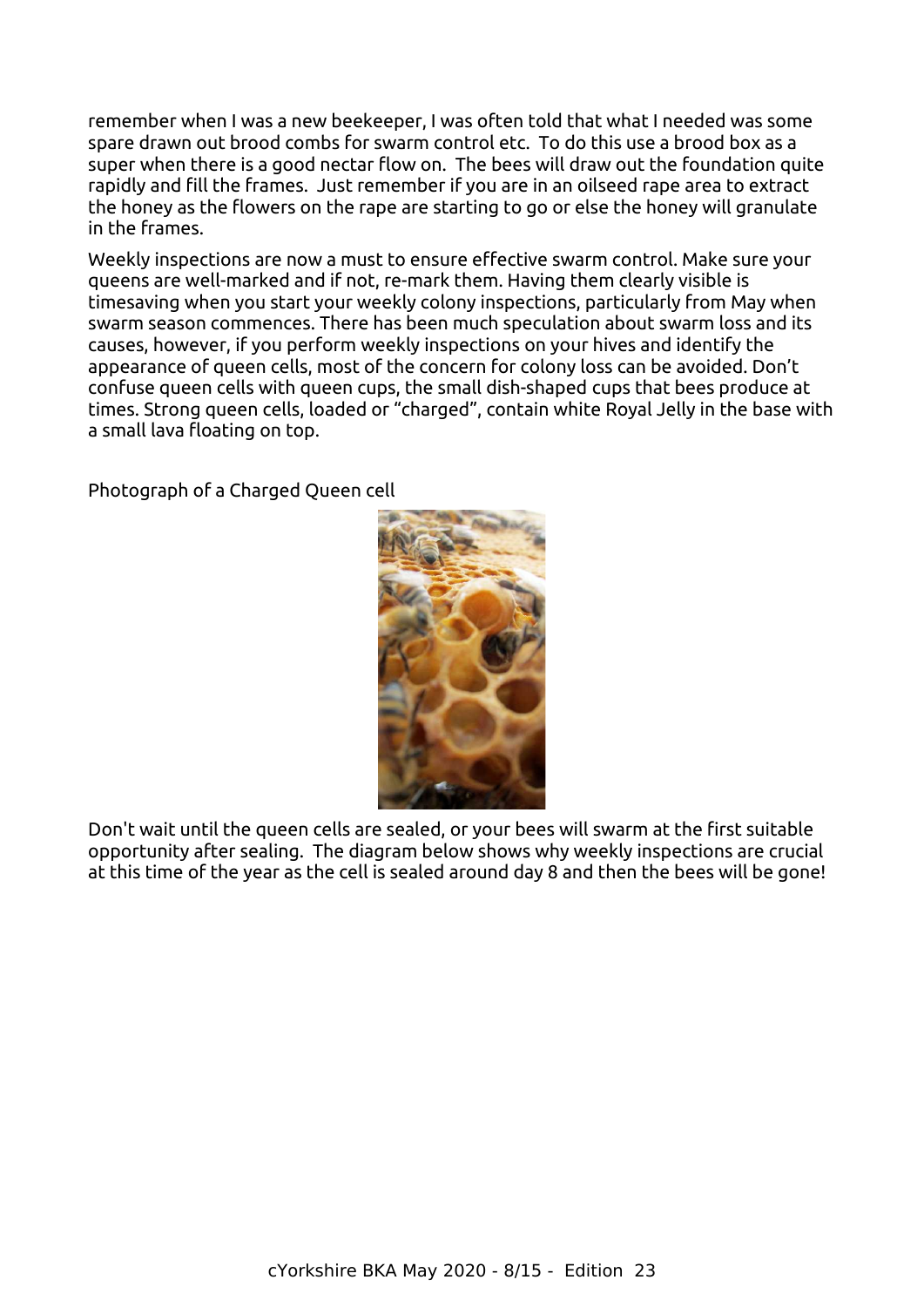remember when I was a new beekeeper, I was often told that what I needed was some spare drawn out brood combs for swarm control etc. To do this use a brood box as a super when there is a good nectar flow on. The bees will draw out the foundation quite rapidly and fill the frames. Just remember if you are in an oilseed rape area to extract the honey as the flowers on the rape are starting to go or else the honey will granulate in the frames.

Weekly inspections are now a must to ensure effective swarm control. Make sure your queens are well-marked and if not, re-mark them. Having them clearly visible is timesaving when you start your weekly colony inspections, particularly from May when swarm season commences. There has been much speculation about swarm loss and its causes, however, if you perform weekly inspections on your hives and identify the appearance of queen cells, most of the concern for colony loss can be avoided. Don't confuse queen cells with queen cups, the small dish-shaped cups that bees produce at times. Strong queen cells, loaded or "charged", contain white Royal Jelly in the base with a small lava floating on top.

Photograph of a Charged Queen cell

Don't wait until the queen cells are sealed, or your bees will swarm at the first suitable opportunity after sealing. The diagram below shows why weekly inspections are crucial at this time of the year as the cell is sealed around day 8 and then the bees will be gone!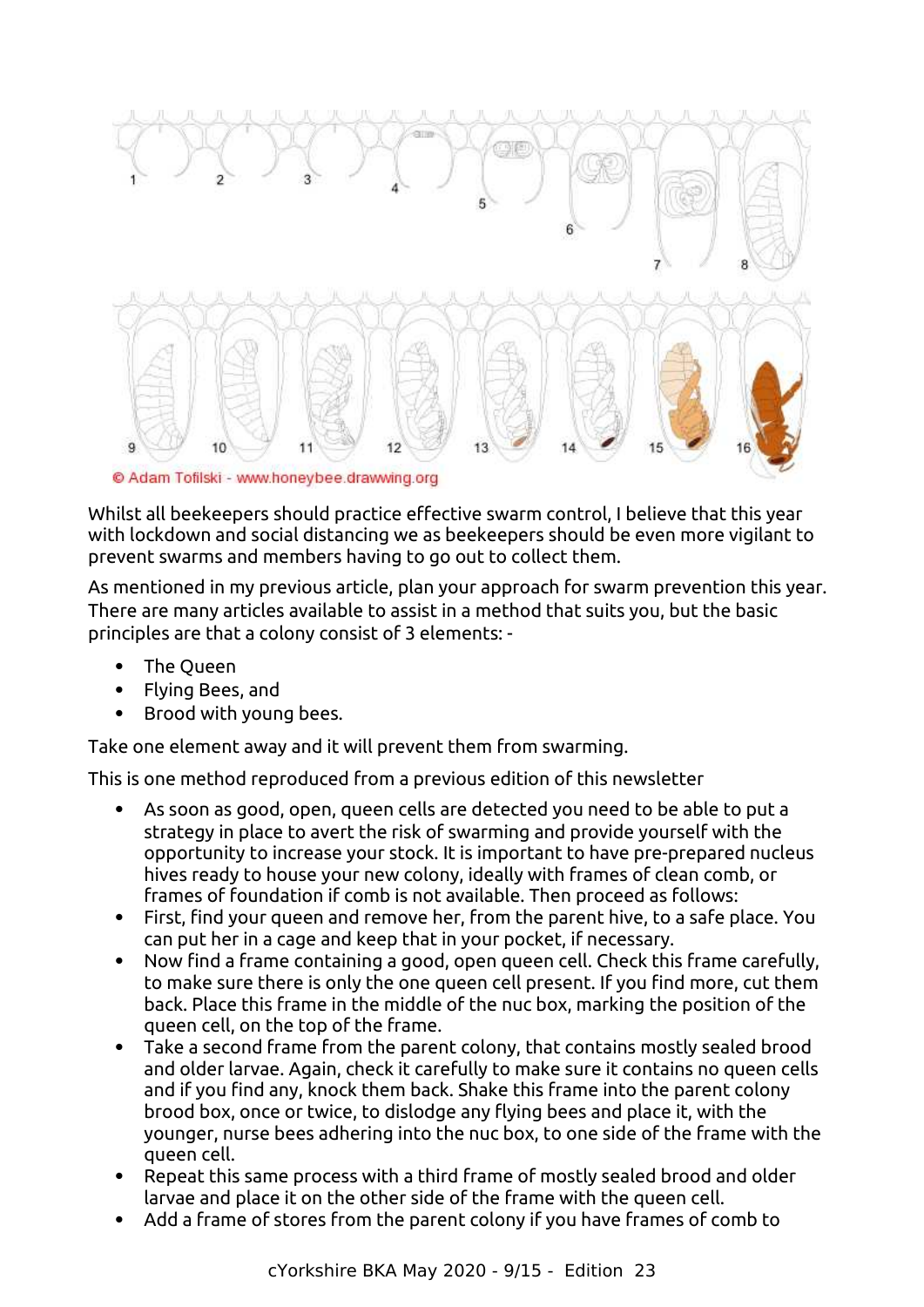© Adam Tofilski - www.honeybee.drawwing.org

Whilst all beekeepers should practice effective swarm control, I believe that this year with lockdown and social distancing we as beekeepers should be even more vigilant to prevent swarms and members having to go out to collect them.

As mentioned in my previous article, plan your approach for swarm prevention this year. There are many articles available to assist in a method that suits you, but the basic principles are that a colony consist of 3 elements: -

- The Queen
- Flying Bees, and
- Brood with young bees.

Take one element away and it will prevent them from swarming.

This is one method reproduced from a previous edition of this newsletter

- As soon as good, open, queen cells are detected you need to be able to put a strategy in place to avert the risk of swarming and provide yourself with the opportunity to increase your stock. It is important to have pre-prepared nucleus hives ready to house your new colony, ideally with frames of clean comb, or frames of foundation if comb is not available. Then proceed as follows:
- First, find your queen and remove her, from the parent hive, to a safe place. You can put her in a cage and keep that in your pocket, if necessary.
- Now find a frame containing a good, open queen cell. Check this frame carefully, to make sure there is only the one queen cell present. If you find more, cut them back. Place this frame in the middle of the nuc box, marking the position of the queen cell, on the top of the frame.
- Take a second frame from the parent colony, that contains mostly sealed brood and older larvae. Again, check it carefully to make sure it contains no queen cells and if you find any, knock them back. Shake this frame into the parent colony brood box, once or twice, to dislodge any flying bees and place it, with the younger, nurse bees adhering into the nuc box, to one side of the frame with the queen cell.
- Repeat this same process with a third frame of mostly sealed brood and older larvae and place it on the other side of the frame with the queen cell.
- Add a frame of stores from the parent colony if you have frames of comb to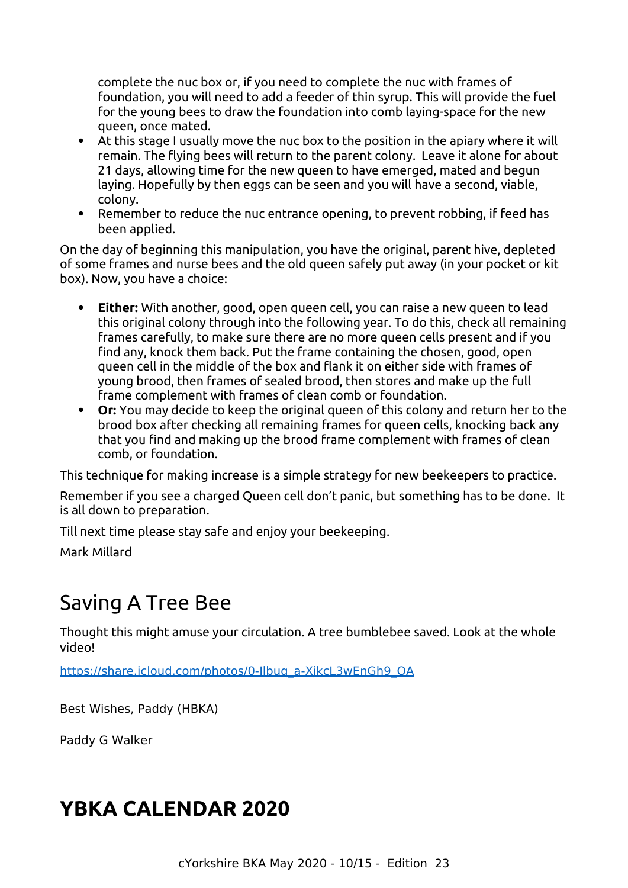complete the nuc box or, if you need to complete the nuc with frames of foundation, you will need to add a feeder of thin syrup. This will provide the fuel for the young bees to draw the foundation into comb laying-space for the new queen, once mated.

- At this stage I usually move the nuc box to the position in the apiary where it will remain. The flying bees will return to the parent colony. Leave it alone for about 21 days, allowing time for the new queen to have emerged, mated and begun laying. Hopefully by then eggs can be seen and you will have a second, viable, colony.
- Remember to reduce the nuc entrance opening, to prevent robbing, if feed has been applied.

On the day of beginning this manipulation, you have the original, parent hive, depleted of some frames and nurse bees and the old queen safely put away (in your pocket or kit box). Now, you have a choice:

- **Either:** With another, good, open queen cell, you can raise a new queen to lead this original colony through into the following year. To do this, check all remaining frames carefully, to make sure there are no more queen cells present and if you find any, knock them back. Put the frame containing the chosen, good, open queen cell in the middle of the box and flank it on either side with frames of young brood, then frames of sealed brood, then stores and make up the full frame complement with frames of clean comb or foundation.
- **Or:** You may decide to keep the original queen of this colony and return her to the brood box after checking all remaining frames for queen cells, knocking back any that you find and making up the brood frame complement with frames of clean comb, or foundation.

This technique for making increase is a simple strategy for new beekeepers to practice.

Remember if you see a charged Queen cell don't panic, but something has to be done. It is all down to preparation.

Till next time please stay safe and enjoy your beekeeping.

Mark Millard

## Saving A Tree Bee

Thought this might amuse your circulation. A tree bumblebee saved. Look at the whole video!

https://share.icloud.com/photos/0-Jlbuq_a-XjkcL3wEnGh9_OA

Best Wishes, Paddy (HBKA)

Paddy G Walker

# YBKA CALENDAR 2020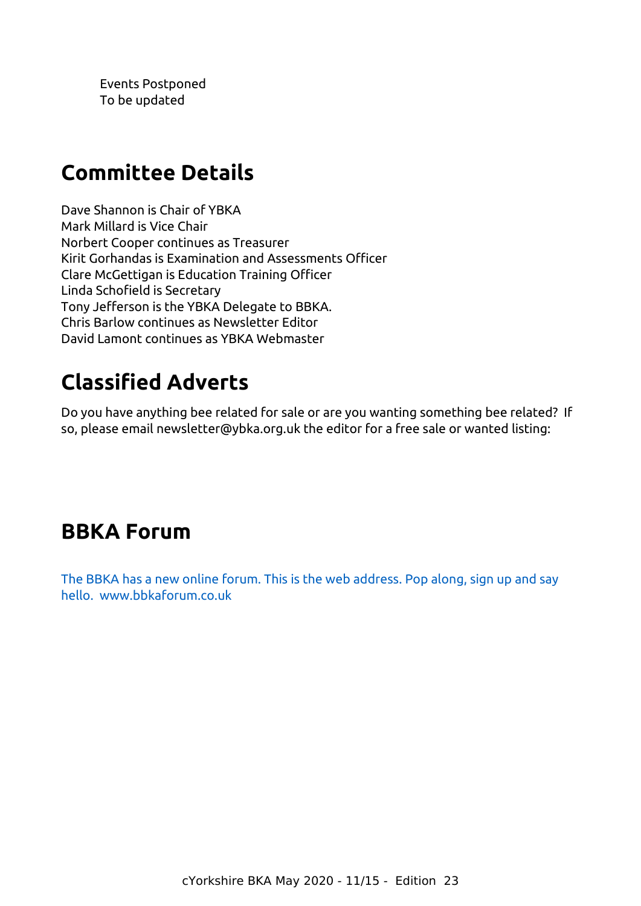Events Postponed
To be updated

## Committee Details

Dave Shannon is Chair of YBKA
Mark Millard is Vice Chair
Norbert Cooper continues as Treasurer
Kirit Gorhandas is Examination and Assessments Officer
Clare McGettigan is Education Training Officer
Linda Schofield is Secretary
Tony Jefferson is the YBKA Delegate to BBKA.
Chris Barlow continues as Newsletter Editor
David Lamont continues as YBKA Webmaster

## Classified Adverts

Do you have anything bee related for sale or are you wanting something bee related? If so, please email newsletter@ybka.org.uk the editor for a free sale or wanted listing:

## BBKA Forum

The BBKA has a new online forum. This is the web address. Pop along, sign up and say hello. www.bbkaforum.co.uk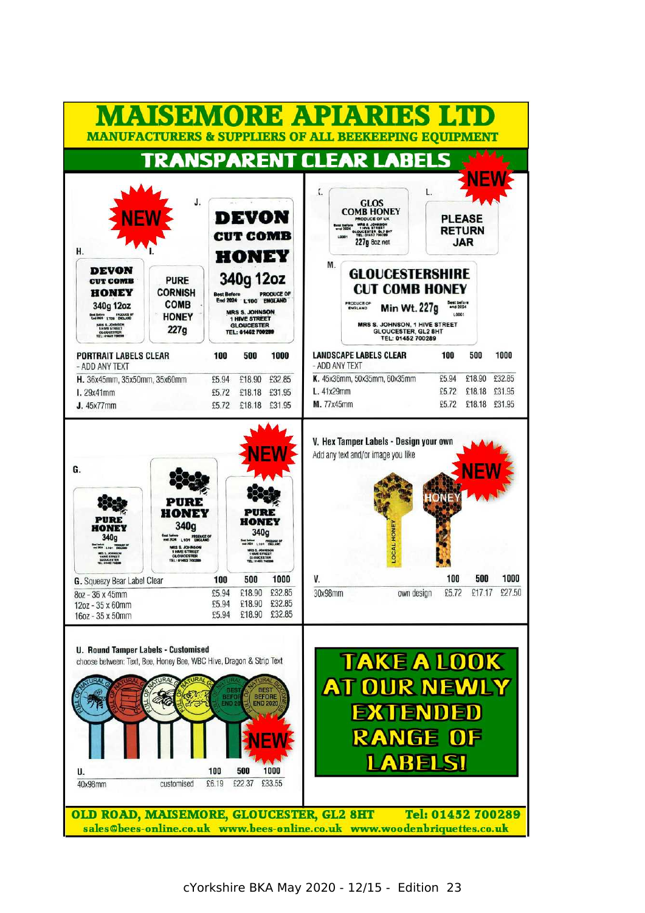# MAISEMORE APIARIES LTD

**MANUFACTURERS & SUPPLIERS OF ALL BEEKEEPING EQUIPMENT**

## TRANSPARENT CLEAR LABELS

NEW

| PORTRAIT LABELS CLEAR - ADD ANY TEXT | 100 | 500 | 1000 |
|---|---|---|---|
| H. 36x45mm, 35x50mm, 35x60mm | £5.94 | £18.90 | £32.85 |
| I. 29x41mm | £5.72 | £18.18 | £31.95 |
| J. 45x77mm | £5.72 | £18.18 | £31.95 |

NEW

| LANDSCAPE LABELS CLEAR - ADD ANY TEXT | 100 | 500 | 1000 |
|---|---|---|---|
| K. 45x36mm, 50x35mm, 60x35mm | £5.94 | £18.90 | £32.85 |
| L. 41x29mm | £5.72 | £18.18 | £31.95 |
| M. 77x45mm | £5.72 | £18.18 | £31.95 |

NEW

| G. Squeezy Bear Label Clear | 100 | 500 | 1000 |
|---|---|---|---|
| 8oz - 36 x 45mm | £5.94 | £18.90 | £32.85 |
| 12oz - 35 x 60mm | £5.94 | £18.90 | £32.85 |
| 16oz - 35 x 50mm | £5.94 | £18.90 | £32.85 |

**V. Hex Tamper Labels - Design your own**

Add any text and/or image you like

NEW

| V. | | 100 | 500 | 1000 |
|---|---|---|---|---|
| 30x98mm | own design | £5.72 | £17.17 | £27.50 |

**U. Round Tamper Labels - Customised**

choose between: Text, Bee, Honey Bee, WBC Hive, Dragon & Strip Text

NEW

| U. | | 100 | 500 | 1000 |
|---|---|---|---|---|
| 40x98mm | customised | £6.19 | £22.37 | £33.55 |

**TAKE A LOOK AT OUR NEWLY EXTENDED RANGE OF LABELS!**

**OLD ROAD, MAISEMORE, GLOUCESTER, GL2 8HT Tel: 01452 700289**

**sales@bees-online.co.uk www.bees-online.co.uk www.woodenbriquettes.co.uk**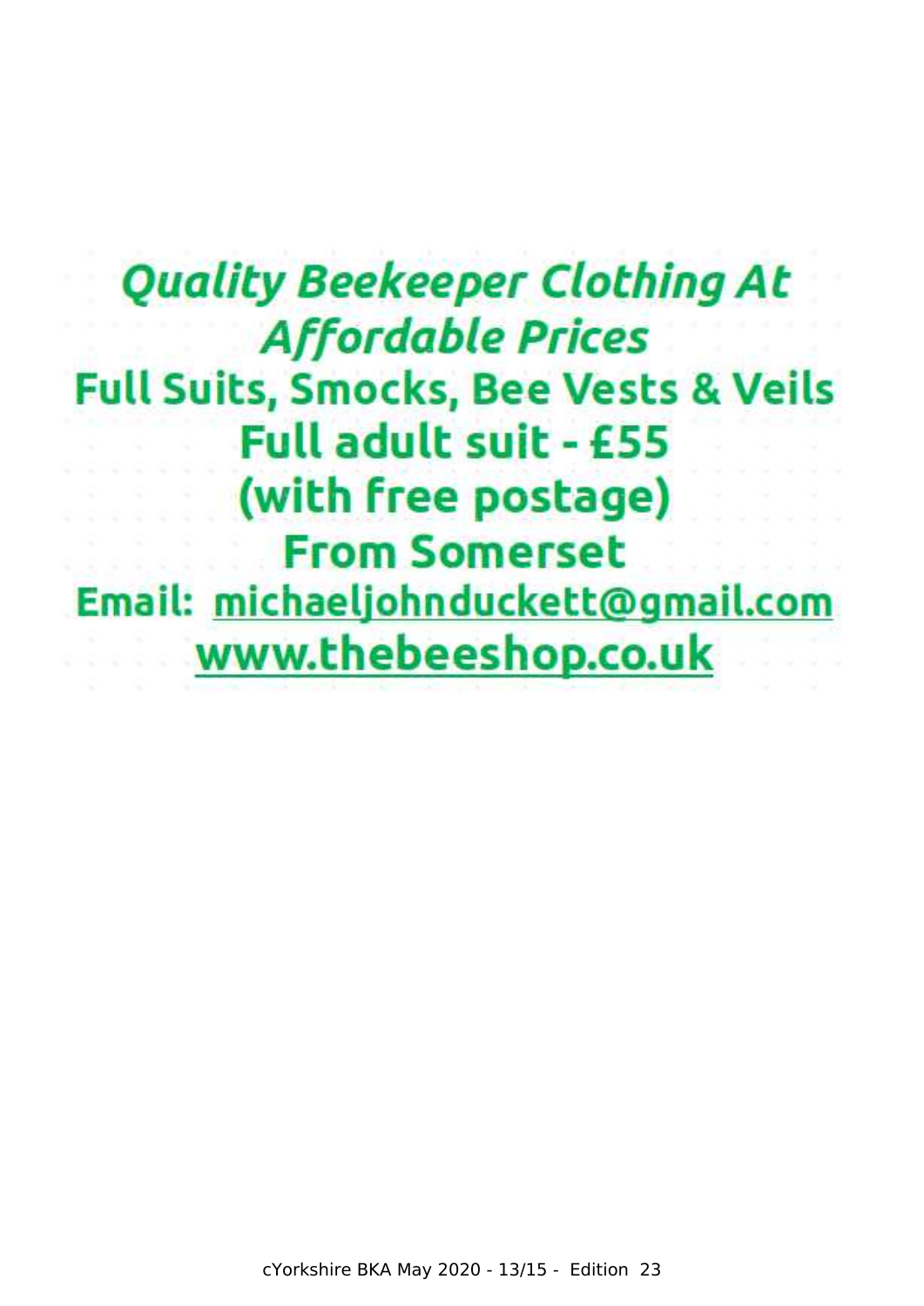***Quality Beekeeper Clothing At Affordable Prices***

**Full Suits, Smocks, Bee Vests & Veils**

**Full adult suit - £55**

**(with free postage)**

**From Somerset**

**Email: michaeljohnduckett@gmail.com**

**www.thebeeshop.co.uk**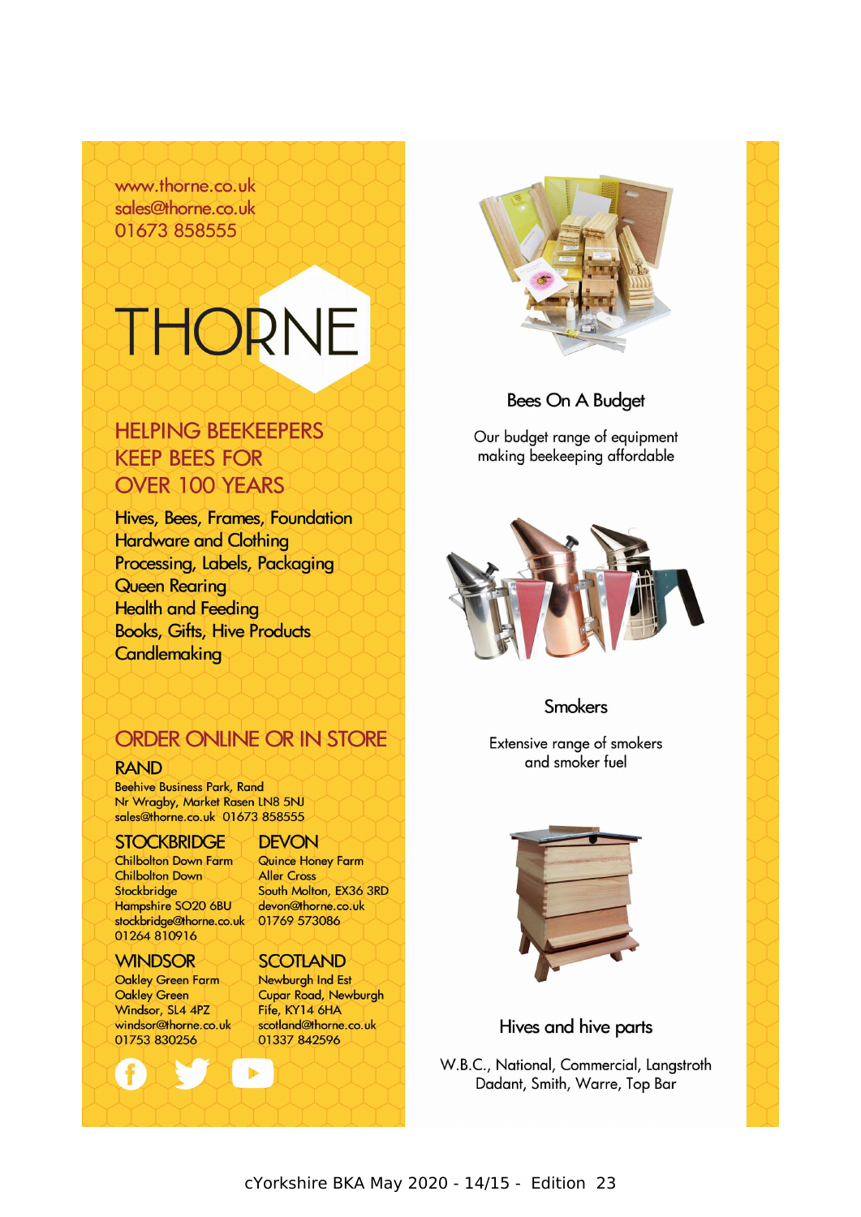www.thorne.co.uk
sales@thorne.co.uk
01673 858555

# THORNE

## HELPING BEEKEEPERS KEEP BEES FOR OVER 100 YEARS

Hives, Bees, Frames, Foundation
Hardware and Clothing
Processing, Labels, Packaging
Queen Rearing
Health and Feeding
Books, Gifts, Hive Products
Candlemaking

## ORDER ONLINE OR IN STORE

### RAND

Beehive Business Park, Rand
Nr Wragby, Market Rasen LN8 5NJ
sales@thorne.co.uk 01673 858555

### STOCKBRIDGE

Chilbolton Down Farm
Chilbolton Down
Stockbridge
Hampshire SO20 6BU
stockbridge@thorne.co.uk
01264 810916

### DEVON

Quince Honey Farm
Aller Cross
South Molton, EX36 3RD
devon@thorne.co.uk
01769 573086

### WINDSOR

Oakley Green Farm
Oakley Green
Windsor, SL4 4PZ
windsor@thorne.co.uk
01753 830256

### SCOTLAND

Newburgh Ind Est
Cupar Road, Newburgh
Fife, KY14 6HA
scotland@thorne.co.uk
01337 842596

### Bees On A Budget

Our budget range of equipment making beekeeping affordable

### Smokers

Extensive range of smokers and smoker fuel

### Hives and hive parts

W.B.C., National, Commercial, Langstroth Dadant, Smith, Warre, Top Bar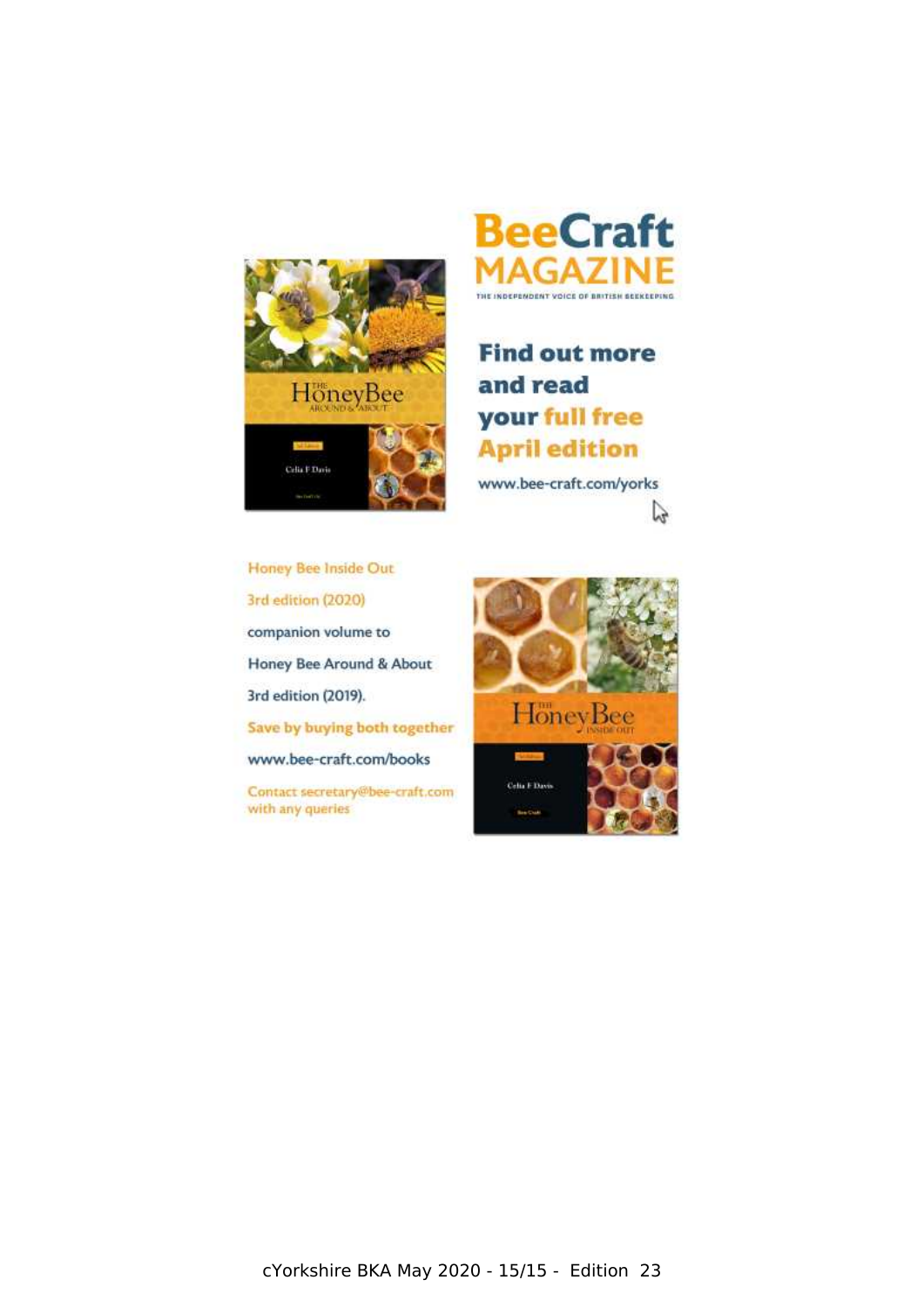# BeeCraft MAGAZINE

THE INDEPENDENT VOICE OF BRITISH BEEKEEPING

**Find out more and read your full free April edition**

www.bee-craft.com/yorks

Honey Bee Inside Out

3rd edition (2020)

companion volume to

Honey Bee Around & About

3rd edition (2019).

**Save by buying both together**

www.bee-craft.com/books

Contact secretary@bee-craft.com with any queries